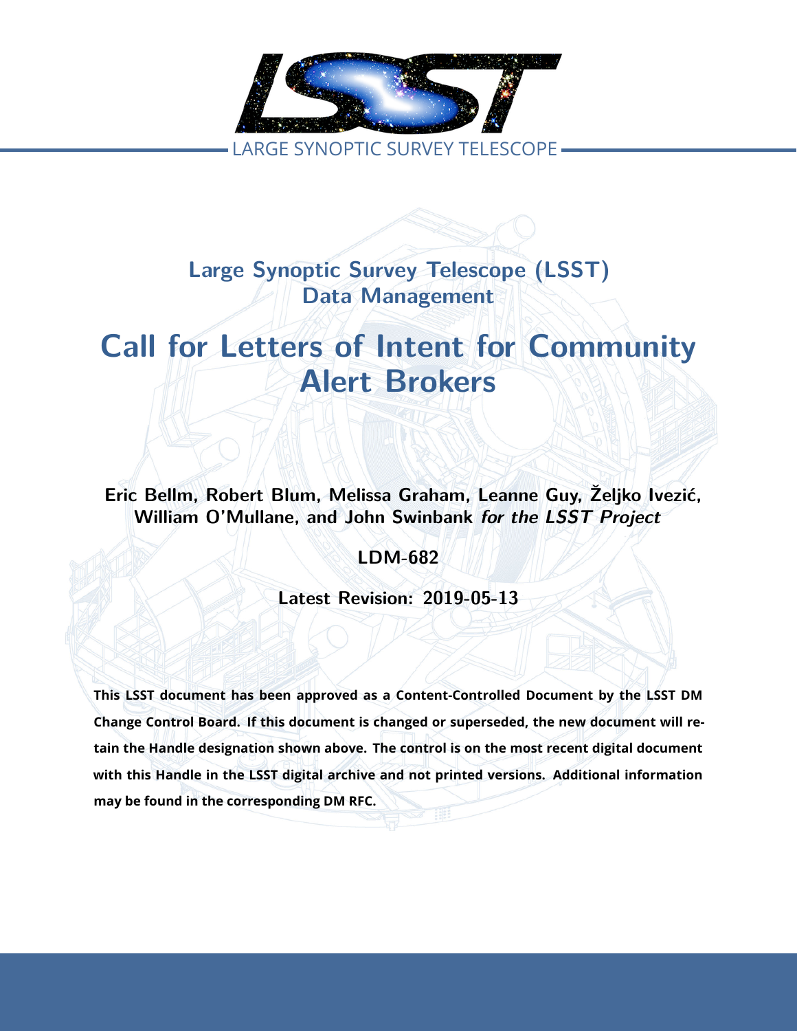LARGE SYNOPTIC SURVEY TELESCOPE

**Large Synoptic Survey Telescope (LSST)**
**Data Management**

# Call for Letters of Intent for Community Alert Brokers

**Eric Bellm, Robert Blum, Melissa Graham, Leanne Guy, Željko Ivezić, William O'Mullane, and John Swinbank** ***for the LSST Project***

**LDM-682**

**Latest Revision: 2019-05-13**

**This LSST document has been approved as a Content-Controlled Document by the LSST DM Change Control Board. If this document is changed or superseded, the new document will retain the Handle designation shown above. The control is on the most recent digital document with this Handle in the LSST digital archive and not printed versions. Additional information may be found in the corresponding DM RFC.**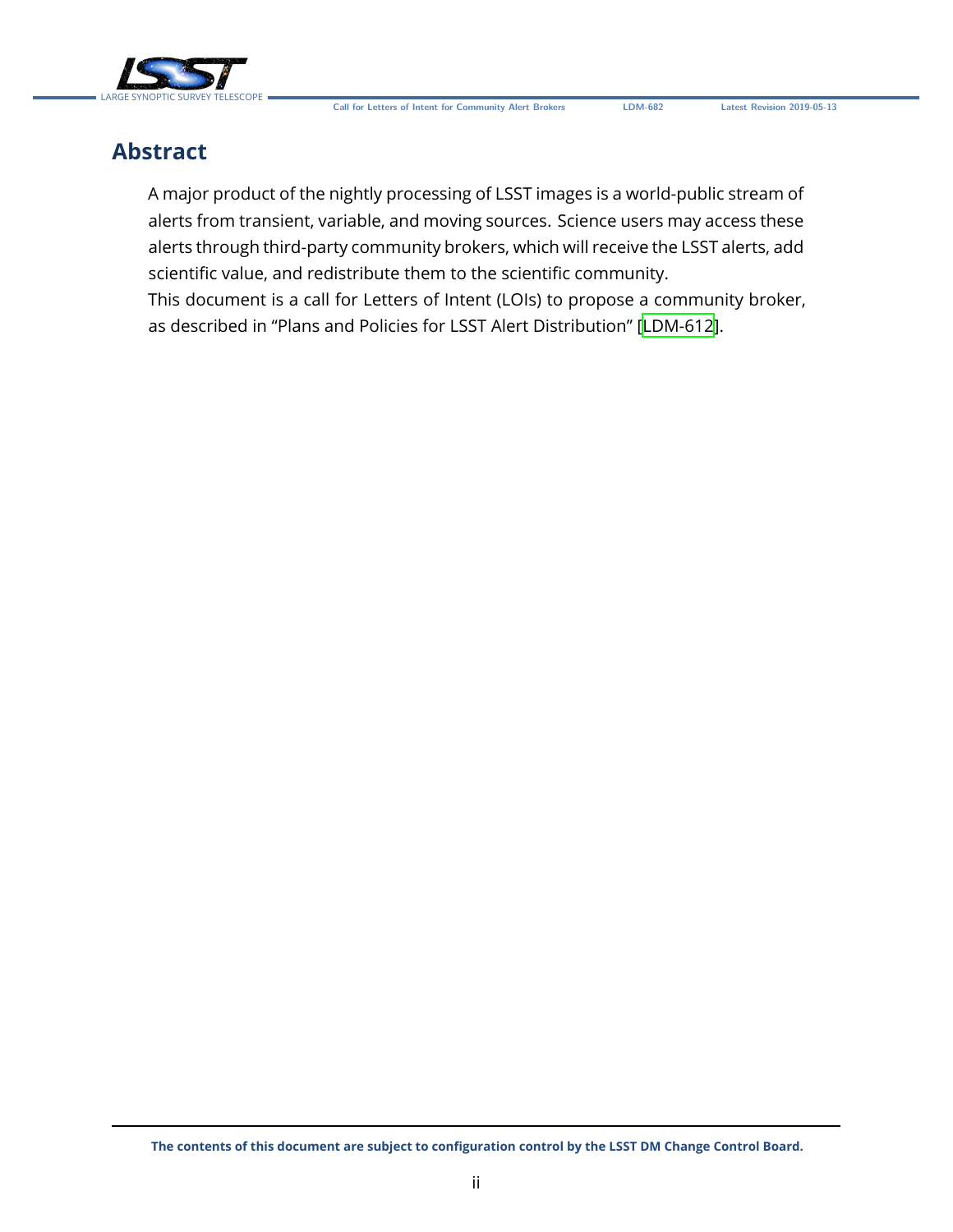# Abstract

A major product of the nightly processing of LSST images is a world-public stream of alerts from transient, variable, and moving sources. Science users may access these alerts through third-party community brokers, which will receive the LSST alerts, add scientific value, and redistribute them to the scientific community.
This document is a call for Letters of Intent (LOIs) to propose a community broker, as described in "Plans and Policies for LSST Alert Distribution" [LDM-612].

**The contents of this document are subject to configuration control by the LSST DM Change Control Board.**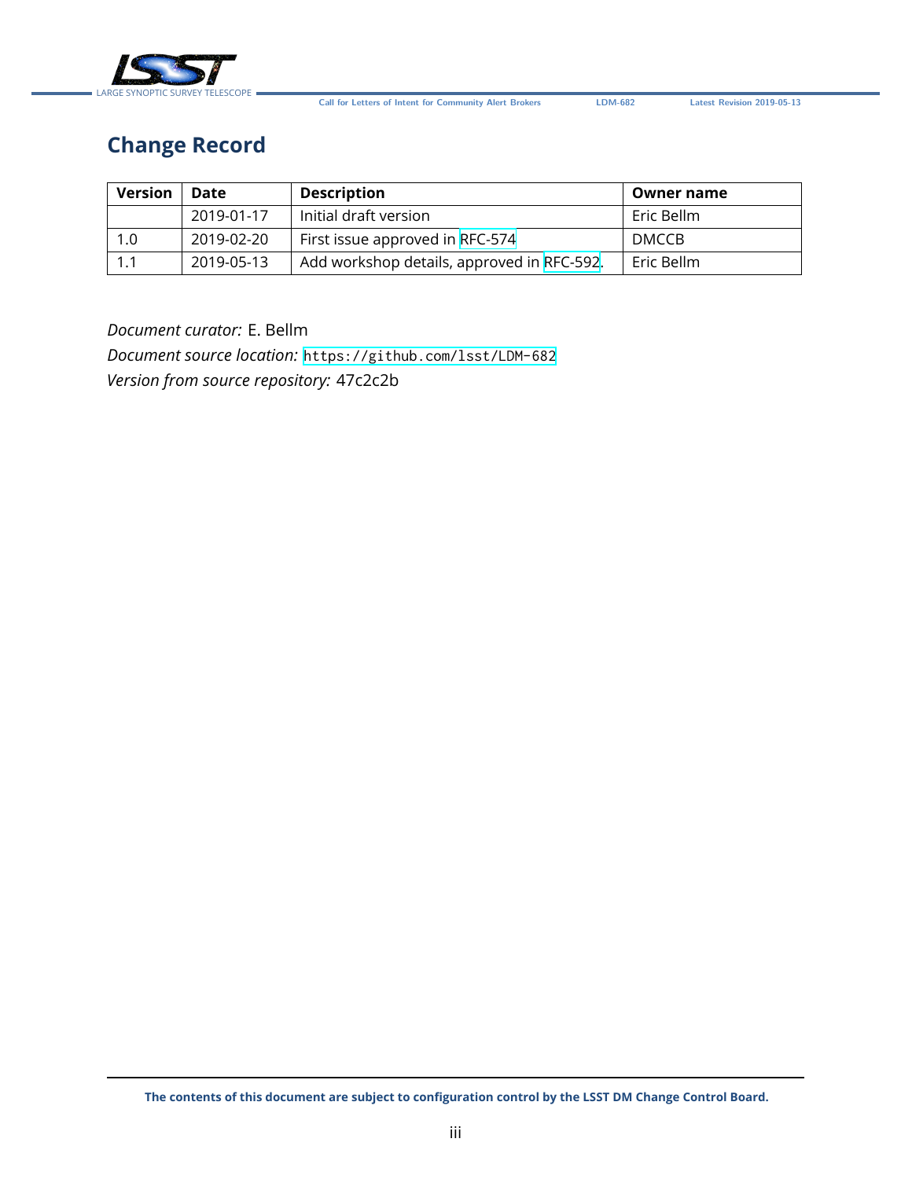## Change Record

| Version | Date | Description | Owner name |
|---|---|---|---|
| | 2019-01-17 | Initial draft version | Eric Bellm |
| 1.0 | 2019-02-20 | First issue approved in RFC-574 | DMCCB |
| 1.1 | 2019-05-13 | Add workshop details, approved in RFC-592. | Eric Bellm |

*Document curator:* E. Bellm
*Document source location:* `https://github.com/lsst/LDM-682`
*Version from source repository:* 47c2c2b

**The contents of this document are subject to configuration control by the LSST DM Change Control Board.**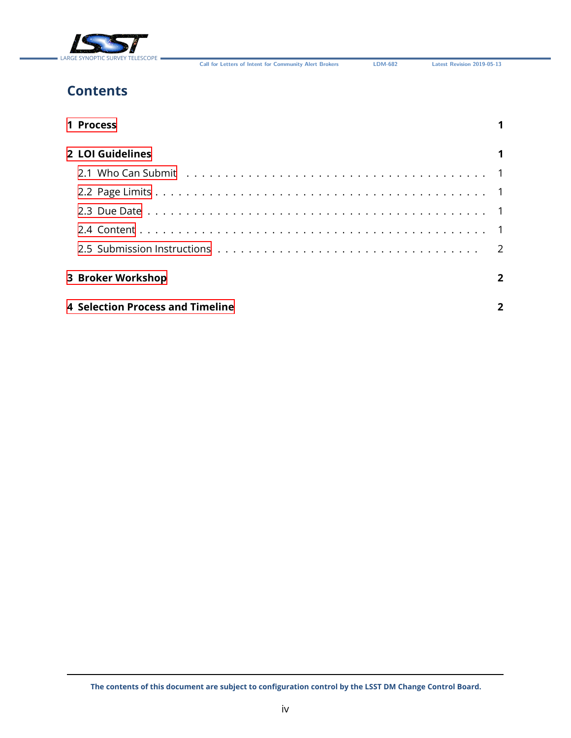# Contents

**1 Process** **1**

**2 LOI Guidelines** **1**

- 2.1 Who Can Submit . . . . . 1
- 2.2 Page Limits . . . . . 1
- 2.3 Due Date . . . . . 1
- 2.4 Content . . . . . 1
- 2.5 Submission Instructions . . . . . 2

**3 Broker Workshop** **2**

**4 Selection Process and Timeline** **2**

**The contents of this document are subject to configuration control by the LSST DM Change Control Board.**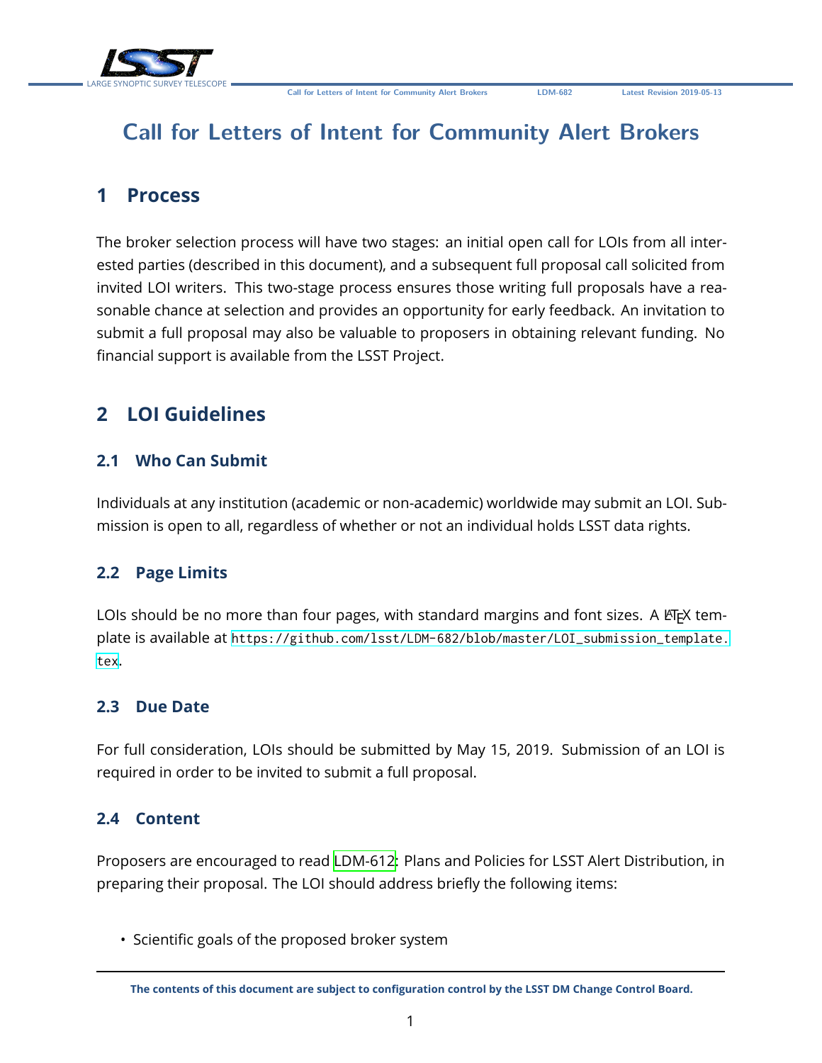# Call for Letters of Intent for Community Alert Brokers

## 1 Process

The broker selection process will have two stages: an initial open call for LOIs from all interested parties (described in this document), and a subsequent full proposal call solicited from invited LOI writers. This two-stage process ensures those writing full proposals have a reasonable chance at selection and provides an opportunity for early feedback. An invitation to submit a full proposal may also be valuable to proposers in obtaining relevant funding. No financial support is available from the LSST Project.

## 2 LOI Guidelines

### 2.1 Who Can Submit

Individuals at any institution (academic or non-academic) worldwide may submit an LOI. Submission is open to all, regardless of whether or not an individual holds LSST data rights.

### 2.2 Page Limits

LOIs should be no more than four pages, with standard margins and font sizes. A LaTeX template is available at https://github.com/lsst/LDM-682/blob/master/LOI_submission_template.tex.

### 2.3 Due Date

For full consideration, LOIs should be submitted by May 15, 2019. Submission of an LOI is required in order to be invited to submit a full proposal.

### 2.4 Content

Proposers are encouraged to read LDM-612: Plans and Policies for LSST Alert Distribution, in preparing their proposal. The LOI should address briefly the following items:

- Scientific goals of the proposed broker system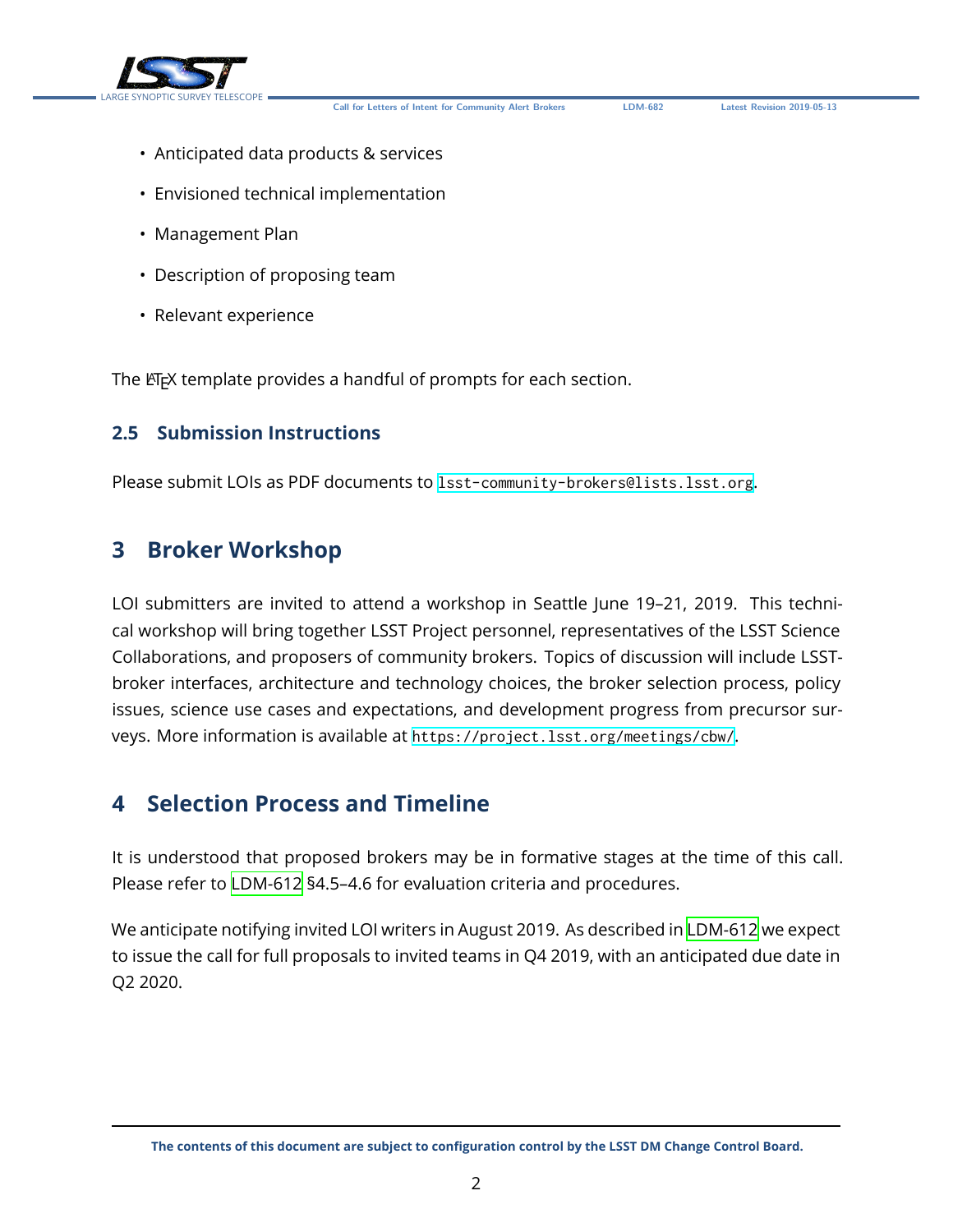- Anticipated data products & services
- Envisioned technical implementation
- Management Plan
- Description of proposing team
- Relevant experience

The LaTeX template provides a handful of prompts for each section.

### 2.5 Submission Instructions

Please submit LOIs as PDF documents to `lsst-community-brokers@lists.lsst.org`.

## 3 Broker Workshop

LOI submitters are invited to attend a workshop in Seattle June 19–21, 2019. This technical workshop will bring together LSST Project personnel, representatives of the LSST Science Collaborations, and proposers of community brokers. Topics of discussion will include LSST-broker interfaces, architecture and technology choices, the broker selection process, policy issues, science use cases and expectations, and development progress from precursor surveys. More information is available at `https://project.lsst.org/meetings/cbw/`.

## 4 Selection Process and Timeline

It is understood that proposed brokers may be in formative stages at the time of this call. Please refer to LDM-612 §4.5–4.6 for evaluation criteria and procedures.

We anticipate notifying invited LOI writers in August 2019. As described in LDM-612 we expect to issue the call for full proposals to invited teams in Q4 2019, with an anticipated due date in Q2 2020.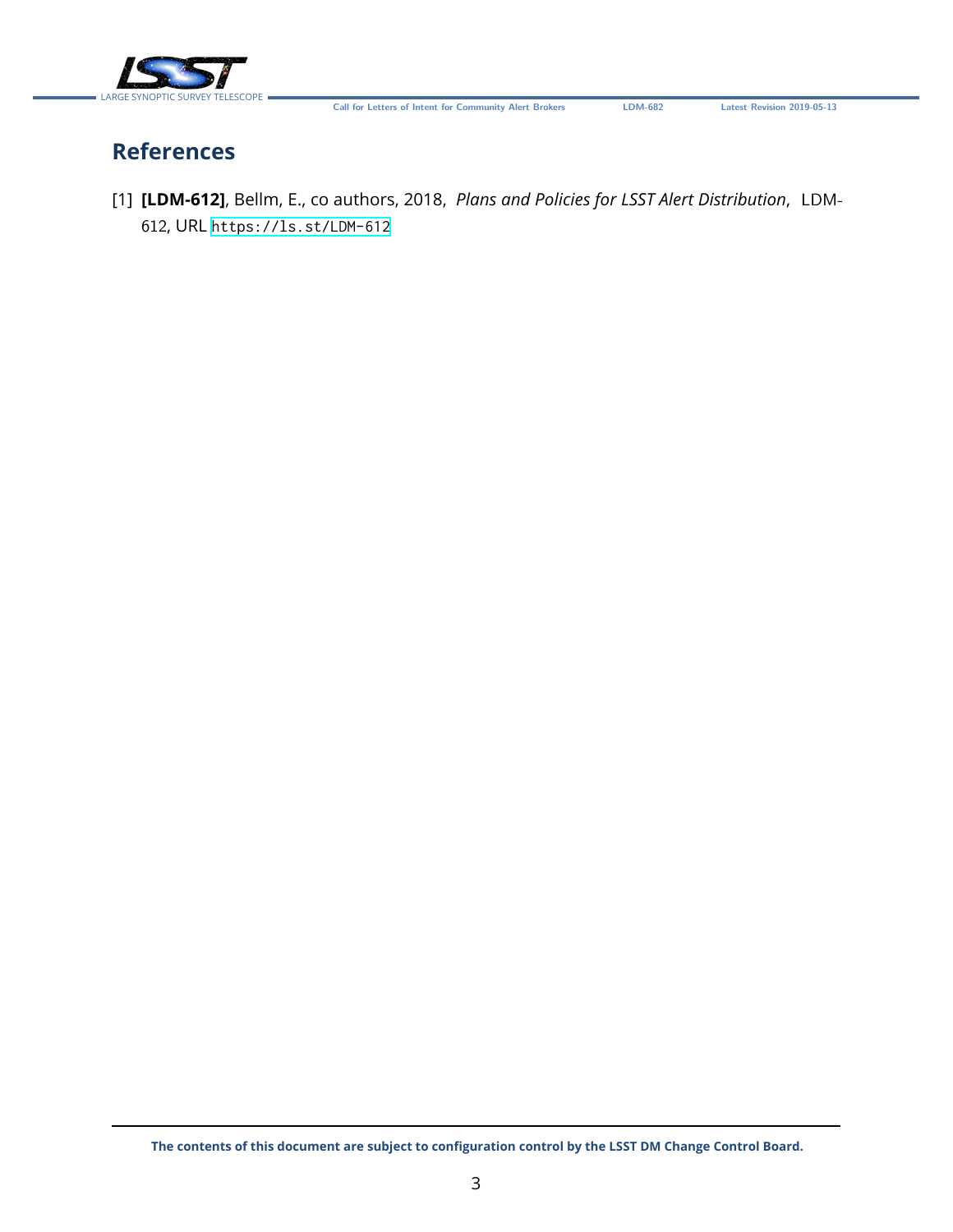# References

[1] **[LDM-612]**, Bellm, E., co authors, 2018, *Plans and Policies for LSST Alert Distribution*, LDM-612, URL https://ls.st/LDM-612